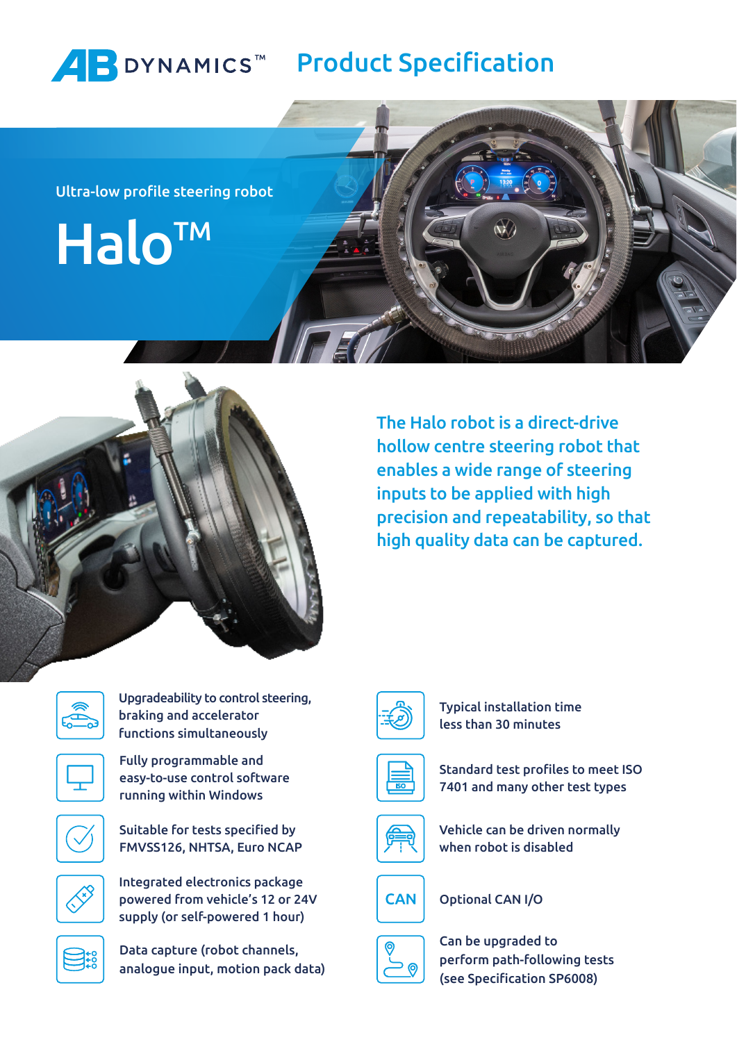AB DYNAMICS™ **Product Specification**

Ultra-low profile steering robot

# Halo™

## The Halo robot is a direct-drive hollow centre steering robot that enables a wide range of steering inputs to be applied with high precision and repeatability, so that high quality data can be captured.

- Upgradeability to control steering, braking and accelerator functions simultaneously
- Fully programmable and easy-to-use control software running within Windows
- Suitable for tests specified by FMVSS126, NHTSA, Euro NCAP
- Integrated electronics package powered from vehicle's 12 or 24V supply (or self-powered 1 hour)
- Data capture (robot channels, analogue input, motion pack data)
- Typical installation time less than 30 minutes
- Standard test profiles to meet ISO 7401 and many other test types
- Vehicle can be driven normally when robot is disabled
- Optional CAN I/O
- Can be upgraded to perform path-following tests (see Specification SP6008)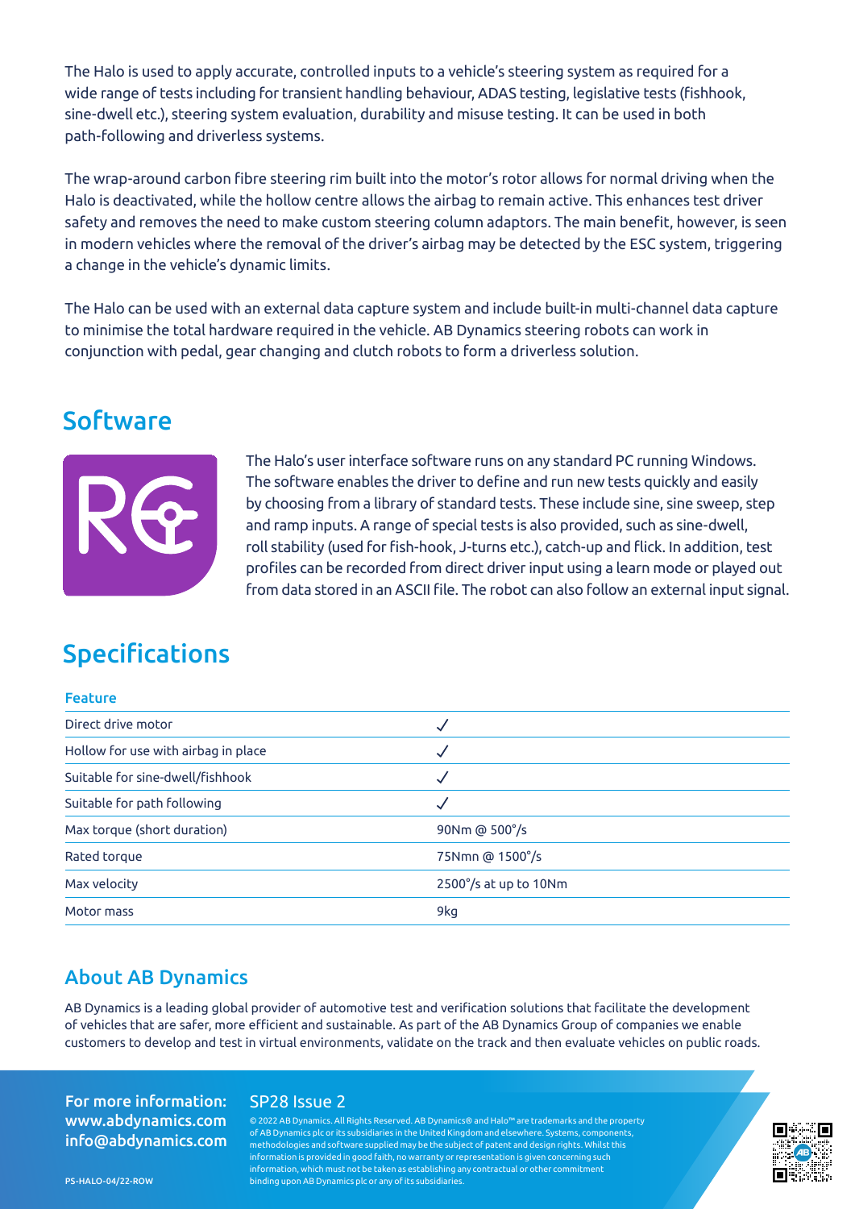The Halo is used to apply accurate, controlled inputs to a vehicle's steering system as required for a wide range of tests including for transient handling behaviour, ADAS testing, legislative tests (fishhook, sine-dwell etc.), steering system evaluation, durability and misuse testing. It can be used in both path-following and driverless systems.

The wrap-around carbon fibre steering rim built into the motor's rotor allows for normal driving when the Halo is deactivated, while the hollow centre allows the airbag to remain active. This enhances test driver safety and removes the need to make custom steering column adaptors. The main benefit, however, is seen in modern vehicles where the removal of the driver's airbag may be detected by the ESC system, triggering a change in the vehicle's dynamic limits.

The Halo can be used with an external data capture system and include built-in multi-channel data capture to minimise the total hardware required in the vehicle. AB Dynamics steering robots can work in conjunction with pedal, gear changing and clutch robots to form a driverless solution.

## Software

The Halo's user interface software runs on any standard PC running Windows. The software enables the driver to define and run new tests quickly and easily by choosing from a library of standard tests. These include sine, sine sweep, step and ramp inputs. A range of special tests is also provided, such as sine-dwell, roll stability (used for fish-hook, J-turns etc.), catch-up and flick. In addition, test profiles can be recorded from direct driver input using a learn mode or played out from data stored in an ASCII file. The robot can also follow an external input signal.

## Specifications

| Feature | |
|---|---|
| Direct drive motor | ✓ |
| Hollow for use with airbag in place | ✓ |
| Suitable for sine-dwell/fishhook | ✓ |
| Suitable for path following | ✓ |
| Max torque (short duration) | 90Nm @ 500°/s |
| Rated torque | 75Nmn @ 1500°/s |
| Max velocity | 2500°/s at up to 10Nm |
| Motor mass | 9kg |

## About AB Dynamics

AB Dynamics is a leading global provider of automotive test and verification solutions that facilitate the development of vehicles that are safer, more efficient and sustainable. As part of the AB Dynamics Group of companies we enable customers to develop and test in virtual environments, validate on the track and then evaluate vehicles on public roads.

**For more information:**
**www.abdynamics.com**
**info@abdynamics.com**

PS-HALO-04/22-ROW

SP28 Issue 2

© 2022 AB Dynamics. All Rights Reserved. AB Dynamics® and Halo™ are trademarks and the property of AB Dynamics plc or its subsidiaries in the United Kingdom and elsewhere. Systems, components, methodologies and software supplied may be the subject of patent and design rights. Whilst this information is provided in good faith, no warranty or representation is given concerning such information, which must not be taken as establishing any contractual or other commitment binding upon AB Dynamics plc or any of its subsidiaries.